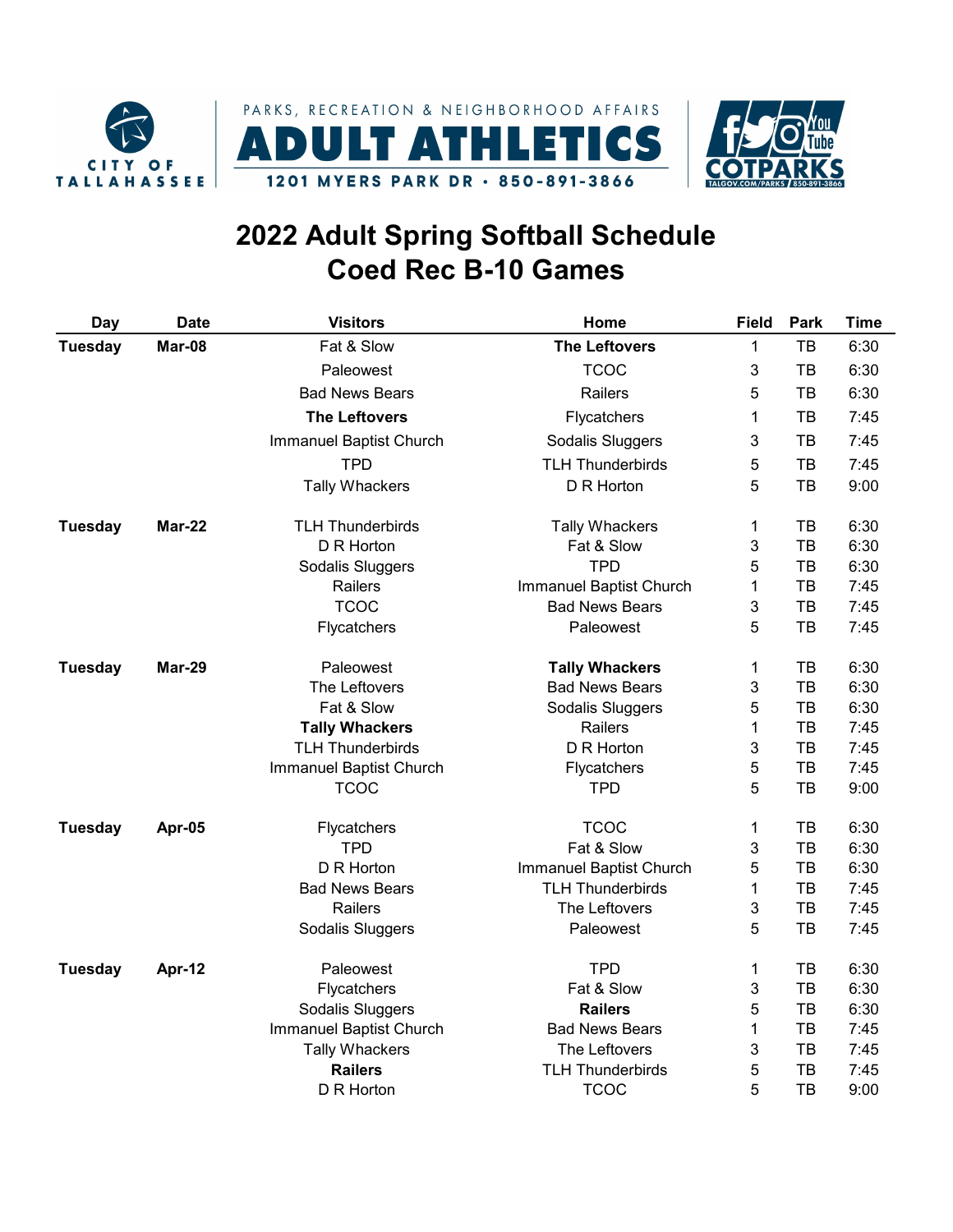CITY OF TALLAHASSEE

PARKS, RECREATION & NEIGHBORHOOD AFFAIRS

ADULT ATHLETICS

1201 MYERS PARK DR • 850-891-3866

COTPARKS

TALGOV.COM/PARKS | 850-891-3866

# 2022 Adult Spring Softball Schedule
# Coed Rec B-10 Games

| Day | Date | Visitors | Home | Field | Park | Time |
|---|---|---|---|---|---|---|
| **Tuesday** | **Mar-08** | Fat & Slow | **The Leftovers** | 1 | TB | 6:30 |
| | | Paleowest | TCOC | 3 | TB | 6:30 |
| | | Bad News Bears | Railers | 5 | TB | 6:30 |
| | | **The Leftovers** | Flycatchers | 1 | TB | 7:45 |
| | | Immanuel Baptist Church | Sodalis Sluggers | 3 | TB | 7:45 |
| | | TPD | TLH Thunderbirds | 5 | TB | 7:45 |
| | | Tally Whackers | D R Horton | 5 | TB | 9:00 |
| **Tuesday** | **Mar-22** | TLH Thunderbirds | Tally Whackers | 1 | TB | 6:30 |
| | | D R Horton | Fat & Slow | 3 | TB | 6:30 |
| | | Sodalis Sluggers | TPD | 5 | TB | 6:30 |
| | | Railers | Immanuel Baptist Church | 1 | TB | 7:45 |
| | | TCOC | Bad News Bears | 3 | TB | 7:45 |
| | | Flycatchers | Paleowest | 5 | TB | 7:45 |
| **Tuesday** | **Mar-29** | Paleowest | **Tally Whackers** | 1 | TB | 6:30 |
| | | The Leftovers | Bad News Bears | 3 | TB | 6:30 |
| | | Fat & Slow | Sodalis Sluggers | 5 | TB | 6:30 |
| | | **Tally Whackers** | Railers | 1 | TB | 7:45 |
| | | TLH Thunderbirds | D R Horton | 3 | TB | 7:45 |
| | | Immanuel Baptist Church | Flycatchers | 5 | TB | 7:45 |
| | | TCOC | TPD | 5 | TB | 9:00 |
| **Tuesday** | **Apr-05** | Flycatchers | TCOC | 1 | TB | 6:30 |
| | | TPD | Fat & Slow | 3 | TB | 6:30 |
| | | D R Horton | Immanuel Baptist Church | 5 | TB | 6:30 |
| | | Bad News Bears | TLH Thunderbirds | 1 | TB | 7:45 |
| | | Railers | The Leftovers | 3 | TB | 7:45 |
| | | Sodalis Sluggers | Paleowest | 5 | TB | 7:45 |
| **Tuesday** | **Apr-12** | Paleowest | TPD | 1 | TB | 6:30 |
| | | Flycatchers | Fat & Slow | 3 | TB | 6:30 |
| | | Sodalis Sluggers | **Railers** | 5 | TB | 6:30 |
| | | Immanuel Baptist Church | Bad News Bears | 1 | TB | 7:45 |
| | | Tally Whackers | The Leftovers | 3 | TB | 7:45 |
| | | **Railers** | TLH Thunderbirds | 5 | TB | 7:45 |
| | | D R Horton | TCOC | 5 | TB | 9:00 |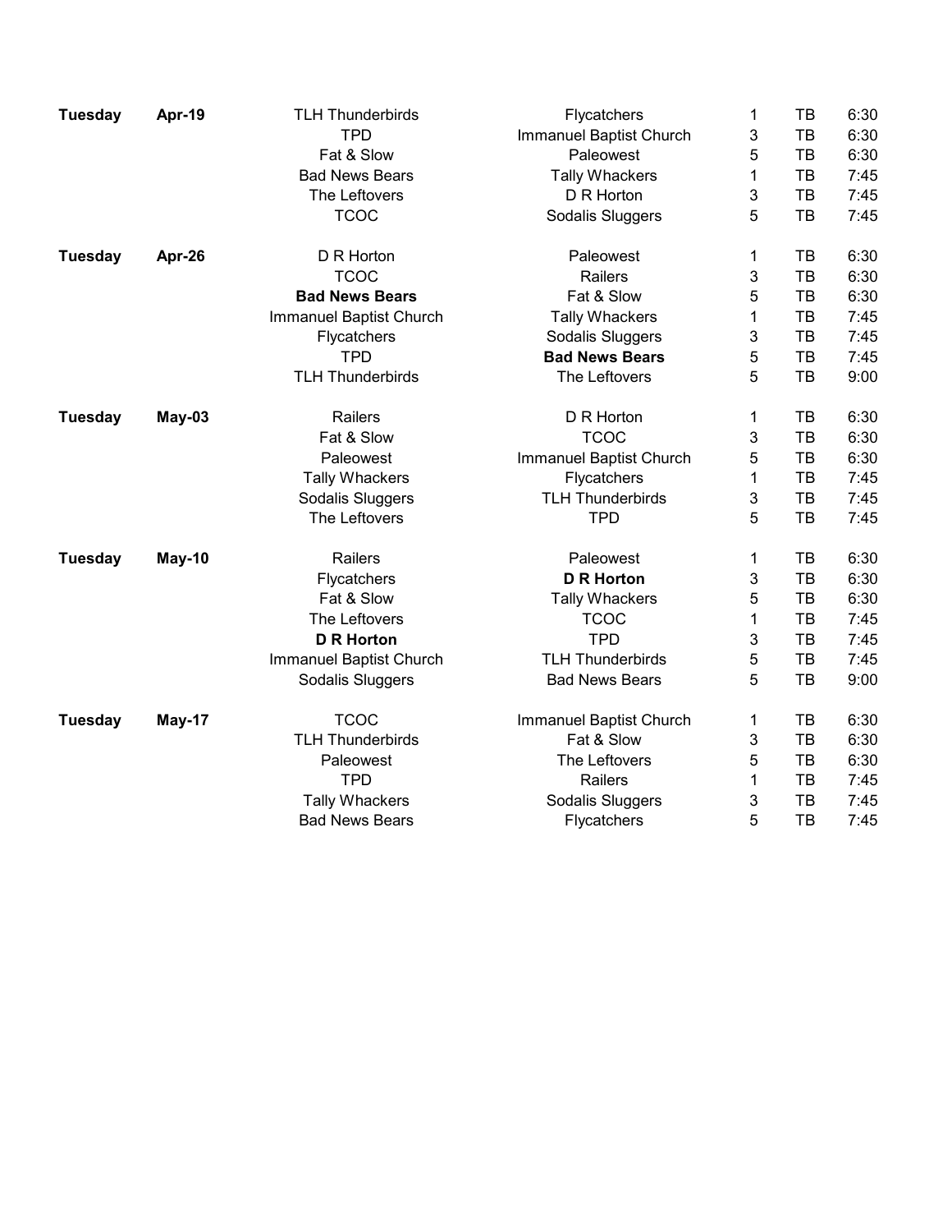| | | | | | | |
|---|---|---|---|---|---|---|
| **Tuesday** | **Apr-19** | TLH Thunderbirds | Flycatchers | 1 | TB | 6:30 |
| | | TPD | Immanuel Baptist Church | 3 | TB | 6:30 |
| | | Fat & Slow | Paleowest | 5 | TB | 6:30 |
| | | Bad News Bears | Tally Whackers | 1 | TB | 7:45 |
| | | The Leftovers | D R Horton | 3 | TB | 7:45 |
| | | TCOC | Sodalis Sluggers | 5 | TB | 7:45 |
| **Tuesday** | **Apr-26** | D R Horton | Paleowest | 1 | TB | 6:30 |
| | | TCOC | Railers | 3 | TB | 6:30 |
| | | **Bad News Bears** | Fat & Slow | 5 | TB | 6:30 |
| | | Immanuel Baptist Church | Tally Whackers | 1 | TB | 7:45 |
| | | Flycatchers | Sodalis Sluggers | 3 | TB | 7:45 |
| | | TPD | **Bad News Bears** | 5 | TB | 7:45 |
| | | TLH Thunderbirds | The Leftovers | 5 | TB | 9:00 |
| **Tuesday** | **May-03** | Railers | D R Horton | 1 | TB | 6:30 |
| | | Fat & Slow | TCOC | 3 | TB | 6:30 |
| | | Paleowest | Immanuel Baptist Church | 5 | TB | 6:30 |
| | | Tally Whackers | Flycatchers | 1 | TB | 7:45 |
| | | Sodalis Sluggers | TLH Thunderbirds | 3 | TB | 7:45 |
| | | The Leftovers | TPD | 5 | TB | 7:45 |
| **Tuesday** | **May-10** | Railers | Paleowest | 1 | TB | 6:30 |
| | | Flycatchers | **D R Horton** | 3 | TB | 6:30 |
| | | Fat & Slow | Tally Whackers | 5 | TB | 6:30 |
| | | The Leftovers | TCOC | 1 | TB | 7:45 |
| | | **D R Horton** | TPD | 3 | TB | 7:45 |
| | | Immanuel Baptist Church | TLH Thunderbirds | 5 | TB | 7:45 |
| | | Sodalis Sluggers | Bad News Bears | 5 | TB | 9:00 |
| **Tuesday** | **May-17** | TCOC | Immanuel Baptist Church | 1 | TB | 6:30 |
| | | TLH Thunderbirds | Fat & Slow | 3 | TB | 6:30 |
| | | Paleowest | The Leftovers | 5 | TB | 6:30 |
| | | TPD | Railers | 1 | TB | 7:45 |
| | | Tally Whackers | Sodalis Sluggers | 3 | TB | 7:45 |
| | | Bad News Bears | Flycatchers | 5 | TB | 7:45 |